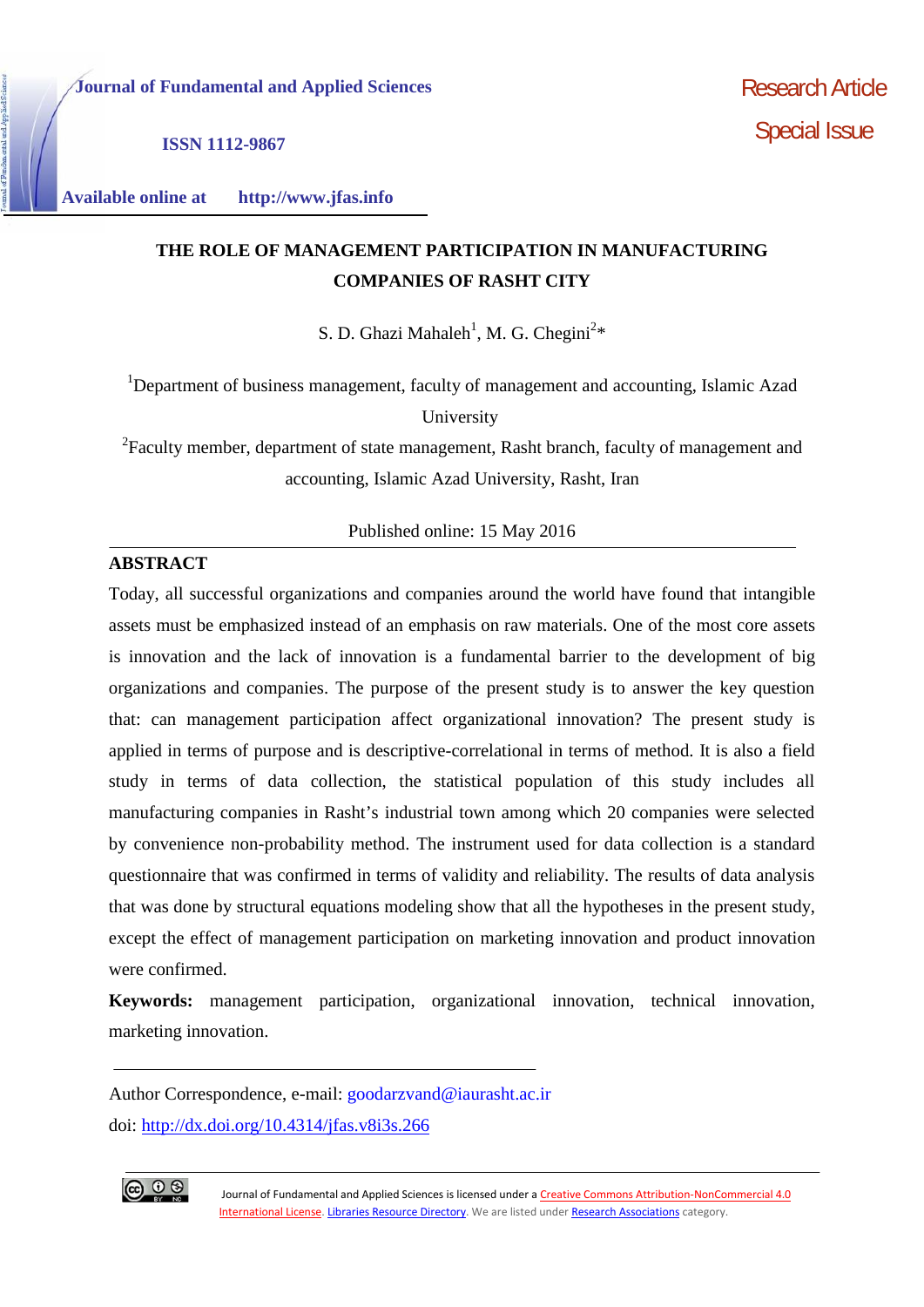Journal of Fundamental and Applied Sciences

ISSN 1112-9867

Available online at http://www.jfas.info

Research Article

Special Issue

# THE ROLE OF MANAGEMENT PARTICIPATION IN MANUFACTURING COMPANIES OF RASHT CITY

S. D. Ghazi Mahaleh[1], M. G. Chegini[2]*

[1]Department of business management, faculty of management and accounting, Islamic Azad University

[2]Faculty member, department of state management, Rasht branch, faculty of management and accounting, Islamic Azad University, Rasht, Iran

Published online: 15 May 2016

## ABSTRACT

Today, all successful organizations and companies around the world have found that intangible assets must be emphasized instead of an emphasis on raw materials. One of the most core assets is innovation and the lack of innovation is a fundamental barrier to the development of big organizations and companies. The purpose of the present study is to answer the key question that: can management participation affect organizational innovation? The present study is applied in terms of purpose and is descriptive-correlational in terms of method. It is also a field study in terms of data collection, the statistical population of this study includes all manufacturing companies in Rasht's industrial town among which 20 companies were selected by convenience non-probability method. The instrument used for data collection is a standard questionnaire that was confirmed in terms of validity and reliability. The results of data analysis that was done by structural equations modeling show that all the hypotheses in the present study, except the effect of management participation on marketing innovation and product innovation were confirmed.

**Keywords:** management participation, organizational innovation, technical innovation, marketing innovation.

Author Correspondence, e-mail: goodarzvand@iaurasht.ac.ir

doi: http://dx.doi.org/10.4314/jfas.v8i3s.266

Journal of Fundamental and Applied Sciences is licensed under a Creative Commons Attribution-NonCommercial 4.0 International License. Libraries Resource Directory. We are listed under Research Associations category.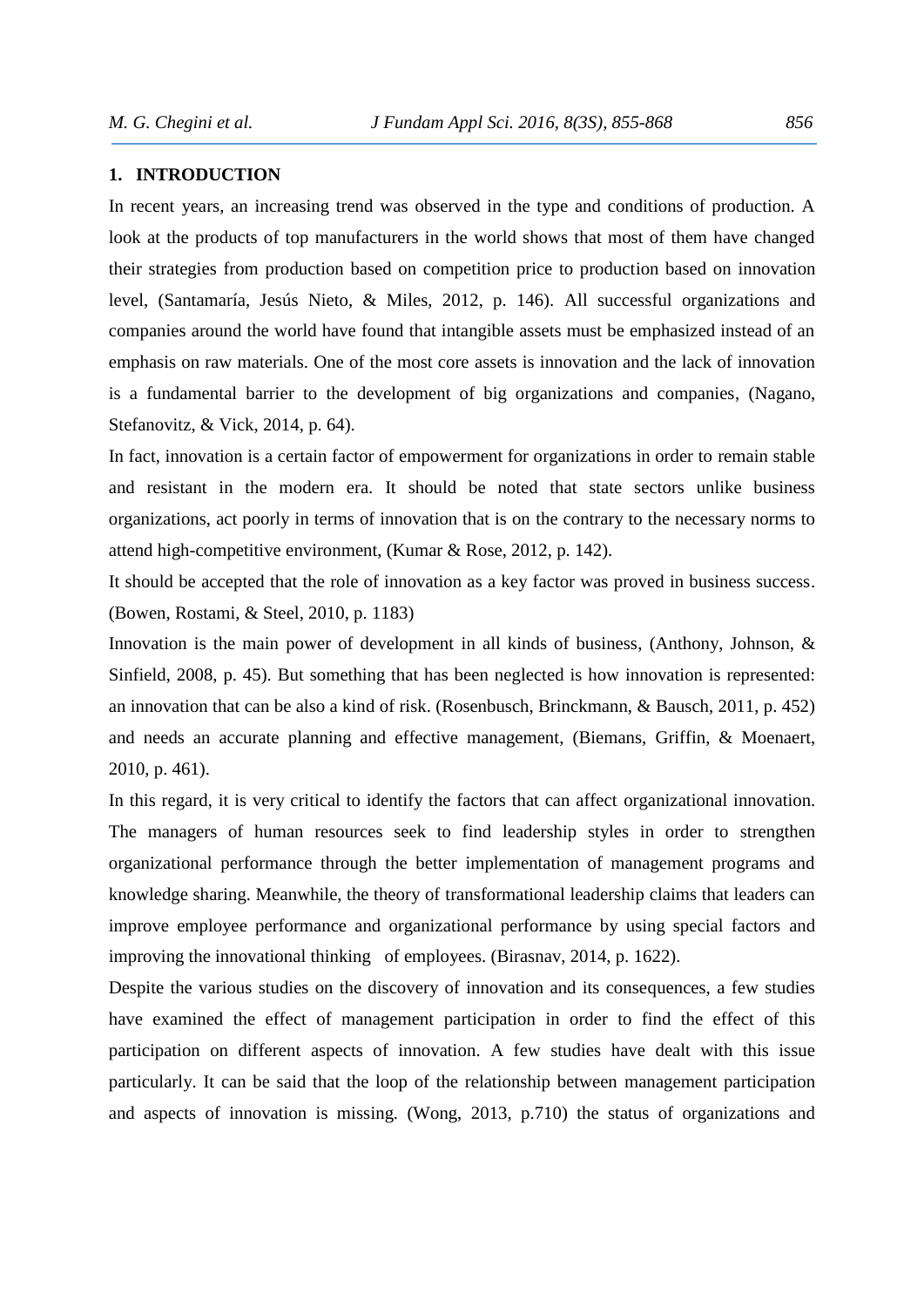## 1. INTRODUCTION

In recent years, an increasing trend was observed in the type and conditions of production. A look at the products of top manufacturers in the world shows that most of them have changed their strategies from production based on competition price to production based on innovation level, (Santamaría, Jesús Nieto, & Miles, 2012, p. 146). All successful organizations and companies around the world have found that intangible assets must be emphasized instead of an emphasis on raw materials. One of the most core assets is innovation and the lack of innovation is a fundamental barrier to the development of big organizations and companies, (Nagano, Stefanovitz, & Vick, 2014, p. 64).

In fact, innovation is a certain factor of empowerment for organizations in order to remain stable and resistant in the modern era. It should be noted that state sectors unlike business organizations, act poorly in terms of innovation that is on the contrary to the necessary norms to attend high-competitive environment, (Kumar & Rose, 2012, p. 142).

It should be accepted that the role of innovation as a key factor was proved in business success. (Bowen, Rostami, & Steel, 2010, p. 1183)

Innovation is the main power of development in all kinds of business, (Anthony, Johnson, & Sinfield, 2008, p. 45). But something that has been neglected is how innovation is represented: an innovation that can be also a kind of risk. (Rosenbusch, Brinckmann, & Bausch, 2011, p. 452) and needs an accurate planning and effective management, (Biemans, Griffin, & Moenaert, 2010, p. 461).

In this regard, it is very critical to identify the factors that can affect organizational innovation. The managers of human resources seek to find leadership styles in order to strengthen organizational performance through the better implementation of management programs and knowledge sharing. Meanwhile, the theory of transformational leadership claims that leaders can improve employee performance and organizational performance by using special factors and improving the innovational thinking of employees. (Birasnav, 2014, p. 1622).

Despite the various studies on the discovery of innovation and its consequences, a few studies have examined the effect of management participation in order to find the effect of this participation on different aspects of innovation. A few studies have dealt with this issue particularly. It can be said that the loop of the relationship between management participation and aspects of innovation is missing. (Wong, 2013, p.710) the status of organizations and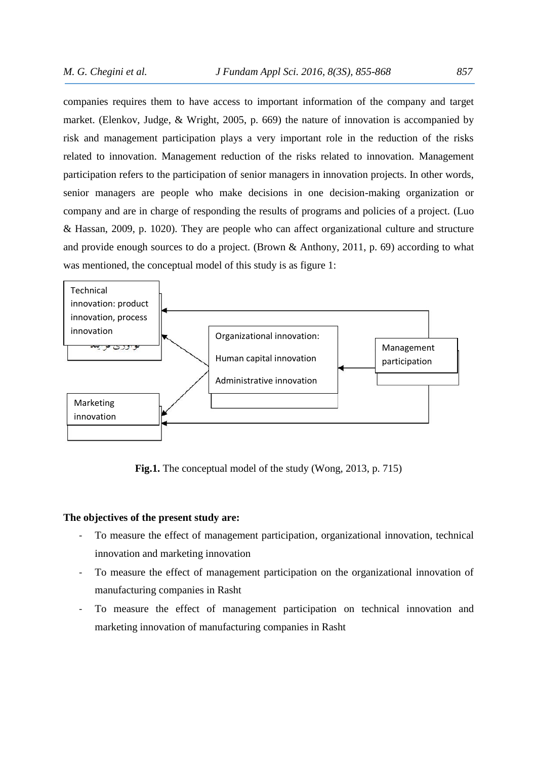companies requires them to have access to important information of the company and target market. (Elenkov, Judge, & Wright, 2005, p. 669) the nature of innovation is accompanied by risk and management participation plays a very important role in the reduction of the risks related to innovation. Management reduction of the risks related to innovation. Management participation refers to the participation of senior managers in innovation projects. In other words, senior managers are people who make decisions in one decision-making organization or company and are in charge of responding the results of programs and policies of a project. (Luo & Hassan, 2009, p. 1020). They are people who can affect organizational culture and structure and provide enough sources to do a project. (Brown & Anthony, 2011, p. 69) according to what was mentioned, the conceptual model of this study is as figure 1:

Technical innovation: product innovation, process innovation

Organizational innovation:

Human capital innovation

Administrative innovation

Management participation

Marketing innovation

**Fig.1.** The conceptual model of the study (Wong, 2013, p. 715)

**The objectives of the present study are:**

- To measure the effect of management participation, organizational innovation, technical innovation and marketing innovation
- To measure the effect of management participation on the organizational innovation of manufacturing companies in Rasht
- To measure the effect of management participation on technical innovation and marketing innovation of manufacturing companies in Rasht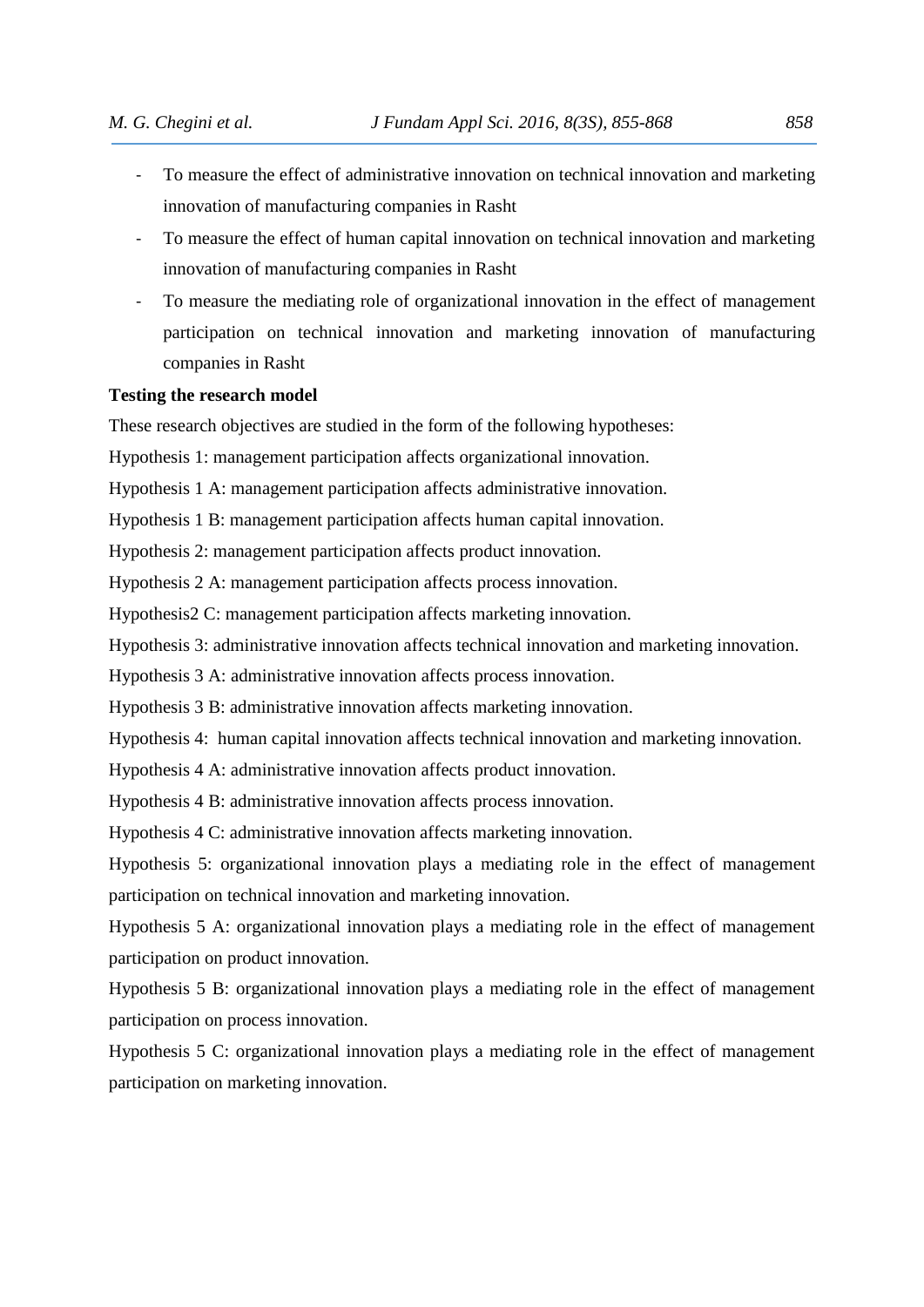- To measure the effect of administrative innovation on technical innovation and marketing innovation of manufacturing companies in Rasht
- To measure the effect of human capital innovation on technical innovation and marketing innovation of manufacturing companies in Rasht
- To measure the mediating role of organizational innovation in the effect of management participation on technical innovation and marketing innovation of manufacturing companies in Rasht

**Testing the research model**

These research objectives are studied in the form of the following hypotheses:

Hypothesis 1: management participation affects organizational innovation.

Hypothesis 1 A: management participation affects administrative innovation.

Hypothesis 1 B: management participation affects human capital innovation.

Hypothesis 2: management participation affects product innovation.

Hypothesis 2 A: management participation affects process innovation.

Hypothesis2 C: management participation affects marketing innovation.

Hypothesis 3: administrative innovation affects technical innovation and marketing innovation.

Hypothesis 3 A: administrative innovation affects process innovation.

Hypothesis 3 B: administrative innovation affects marketing innovation.

Hypothesis 4: human capital innovation affects technical innovation and marketing innovation.

Hypothesis 4 A: administrative innovation affects product innovation.

Hypothesis 4 B: administrative innovation affects process innovation.

Hypothesis 4 C: administrative innovation affects marketing innovation.

Hypothesis 5: organizational innovation plays a mediating role in the effect of management participation on technical innovation and marketing innovation.

Hypothesis 5 A: organizational innovation plays a mediating role in the effect of management participation on product innovation.

Hypothesis 5 B: organizational innovation plays a mediating role in the effect of management participation on process innovation.

Hypothesis 5 C: organizational innovation plays a mediating role in the effect of management participation on marketing innovation.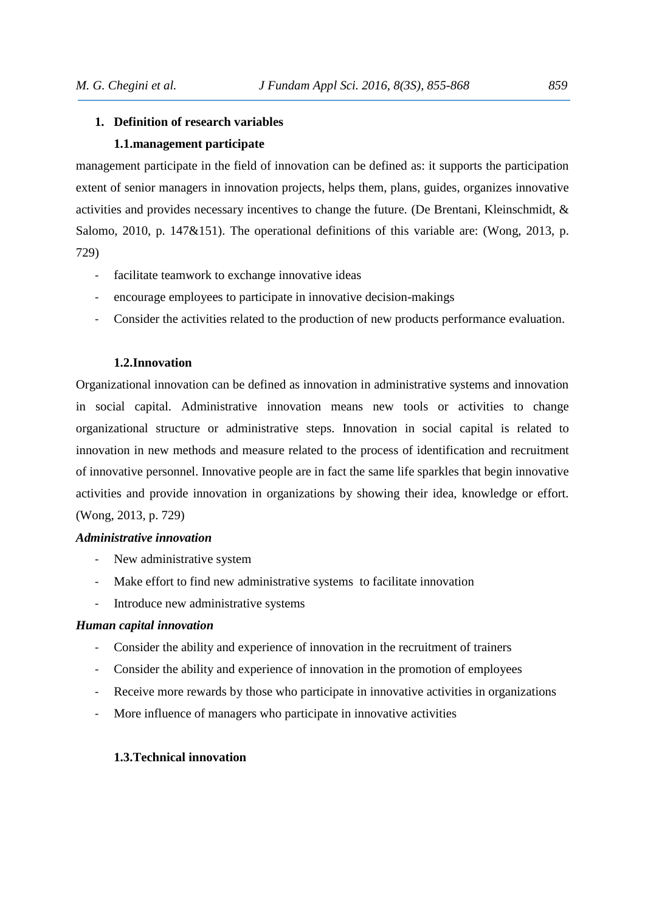## 1. Definition of research variables

### 1.1.management participate

management participate in the field of innovation can be defined as: it supports the participation extent of senior managers in innovation projects, helps them, plans, guides, organizes innovative activities and provides necessary incentives to change the future. (De Brentani, Kleinschmidt, & Salomo, 2010, p. 147&151). The operational definitions of this variable are: (Wong, 2013, p. 729)

- facilitate teamwork to exchange innovative ideas
- encourage employees to participate in innovative decision-makings
- Consider the activities related to the production of new products performance evaluation.

### 1.2.Innovation

Organizational innovation can be defined as innovation in administrative systems and innovation in social capital. Administrative innovation means new tools or activities to change organizational structure or administrative steps. Innovation in social capital is related to innovation in new methods and measure related to the process of identification and recruitment of innovative personnel. Innovative people are in fact the same life sparkles that begin innovative activities and provide innovation in organizations by showing their idea, knowledge or effort. (Wong, 2013, p. 729)

***Administrative innovation***

- New administrative system
- Make effort to find new administrative systems to facilitate innovation
- Introduce new administrative systems

***Human capital innovation***

- Consider the ability and experience of innovation in the recruitment of trainers
- Consider the ability and experience of innovation in the promotion of employees
- Receive more rewards by those who participate in innovative activities in organizations
- More influence of managers who participate in innovative activities

### 1.3.Technical innovation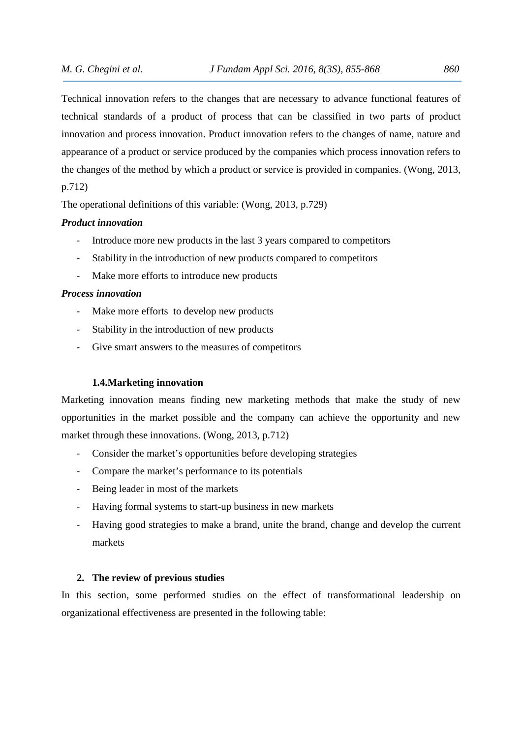Technical innovation refers to the changes that are necessary to advance functional features of technical standards of a product of process that can be classified in two parts of product innovation and process innovation. Product innovation refers to the changes of name, nature and appearance of a product or service produced by the companies which process innovation refers to the changes of the method by which a product or service is provided in companies. (Wong, 2013, p.712)

The operational definitions of this variable: (Wong, 2013, p.729)

***Product innovation***

- Introduce more new products in the last 3 years compared to competitors
- Stability in the introduction of new products compared to competitors
- Make more efforts to introduce new products

***Process innovation***

- Make more efforts to develop new products
- Stability in the introduction of new products
- Give smart answers to the measures of competitors

### 1.4.Marketing innovation

Marketing innovation means finding new marketing methods that make the study of new opportunities in the market possible and the company can achieve the opportunity and new market through these innovations. (Wong, 2013, p.712)

- Consider the market's opportunities before developing strategies
- Compare the market's performance to its potentials
- Being leader in most of the markets
- Having formal systems to start-up business in new markets
- Having good strategies to make a brand, unite the brand, change and develop the current markets

## 2. The review of previous studies

In this section, some performed studies on the effect of transformational leadership on organizational effectiveness are presented in the following table: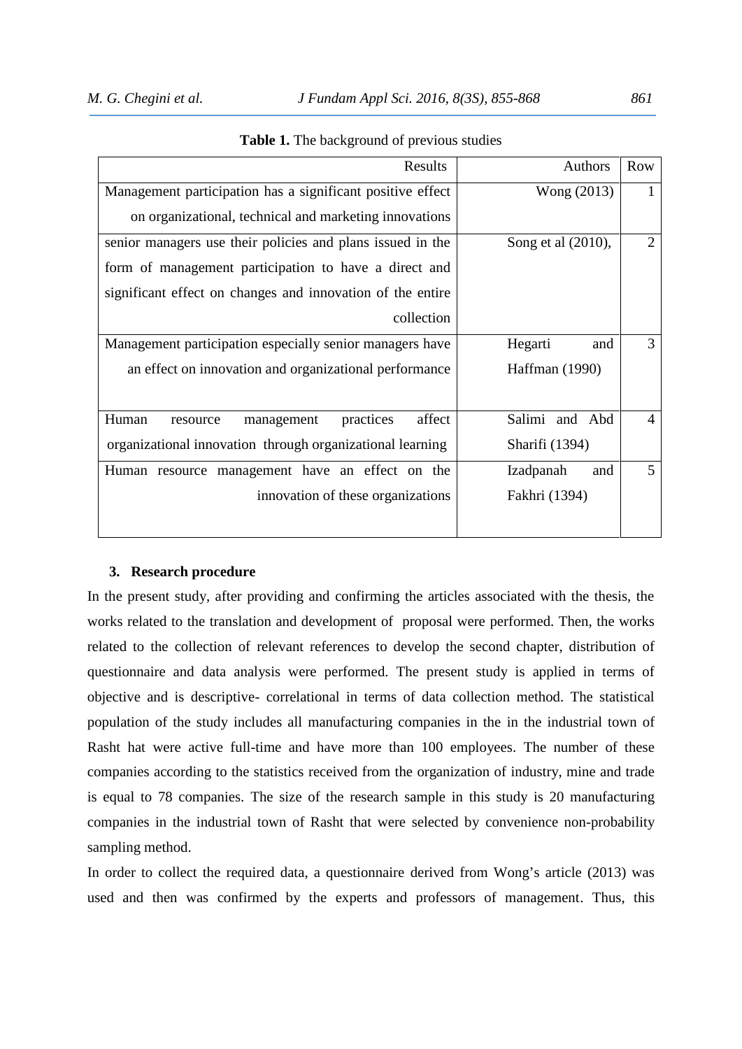**Table 1.** The background of previous studies

| Results | Authors | Row |
|---|---|---|
| Management participation has a significant positive effect on organizational, technical and marketing innovations | Wong (2013) | 1 |
| senior managers use their policies and plans issued in the form of management participation to have a direct and significant effect on changes and innovation of the entire collection | Song et al (2010), | 2 |
| Management participation especially senior managers have an effect on innovation and organizational performance | Hegarti and Haffman (1990) | 3 |
| Human resource management practices affect organizational innovation through organizational learning | Salimi and Abd Sharifi (1394) | 4 |
| Human resource management have an effect on the innovation of these organizations | Izadpanah and Fakhri (1394) | 5 |

## 3. Research procedure

In the present study, after providing and confirming the articles associated with the thesis, the works related to the translation and development of proposal were performed. Then, the works related to the collection of relevant references to develop the second chapter, distribution of questionnaire and data analysis were performed. The present study is applied in terms of objective and is descriptive- correlational in terms of data collection method. The statistical population of the study includes all manufacturing companies in the in the industrial town of Rasht hat were active full-time and have more than 100 employees. The number of these companies according to the statistics received from the organization of industry, mine and trade is equal to 78 companies. The size of the research sample in this study is 20 manufacturing companies in the industrial town of Rasht that were selected by convenience non-probability sampling method.

In order to collect the required data, a questionnaire derived from Wong's article (2013) was used and then was confirmed by the experts and professors of management. Thus, this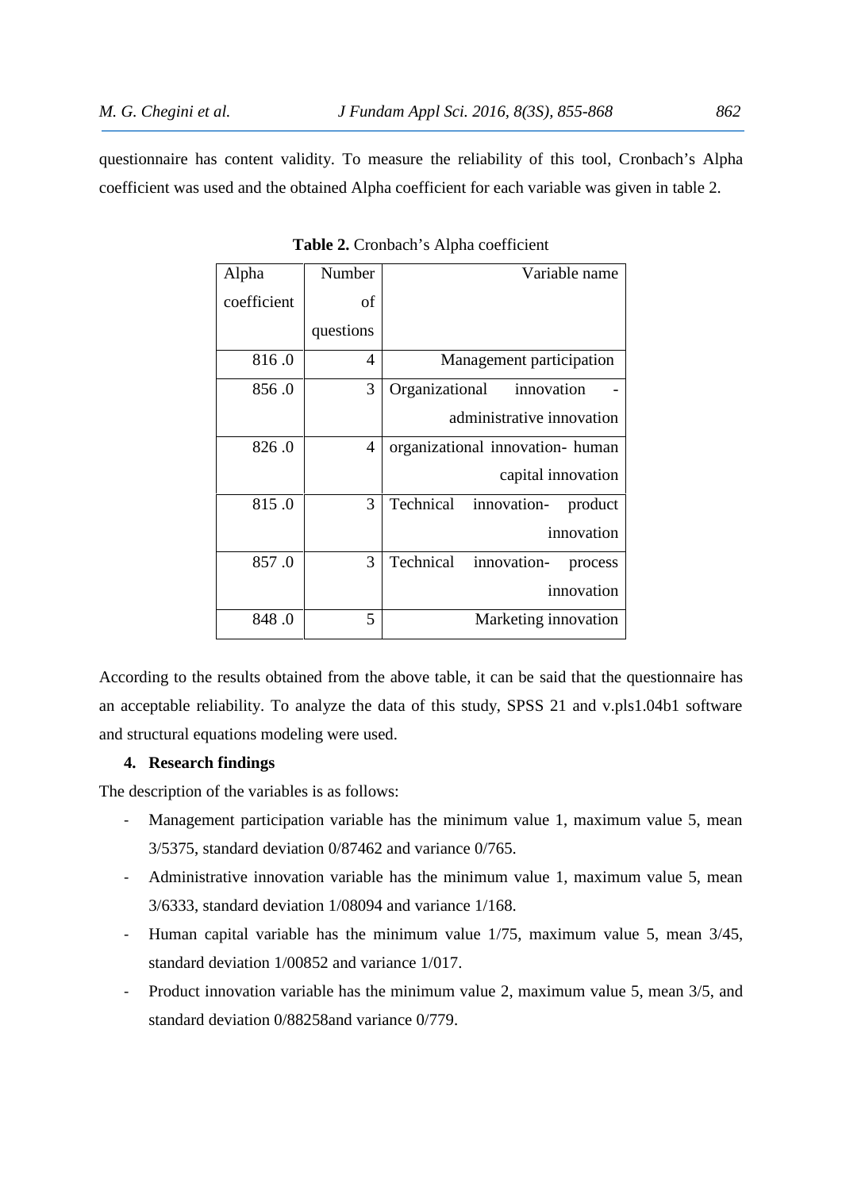questionnaire has content validity. To measure the reliability of this tool, Cronbach's Alpha coefficient was used and the obtained Alpha coefficient for each variable was given in table 2.

**Table 2.** Cronbach's Alpha coefficient

| Alpha coefficient | Number of questions | Variable name |
|---|---|---|
| 816 .0 | 4 | Management participation |
| 856 .0 | 3 | Organizational innovation - administrative innovation |
| 826 .0 | 4 | organizational innovation- human capital innovation |
| 815 .0 | 3 | Technical innovation- product innovation |
| 857 .0 | 3 | Technical innovation- process innovation |
| 848 .0 | 5 | Marketing innovation |

According to the results obtained from the above table, it can be said that the questionnaire has an acceptable reliability. To analyze the data of this study, SPSS 21 and v.pls1.04b1 software and structural equations modeling were used.

## 4. Research findings

The description of the variables is as follows:

- Management participation variable has the minimum value 1, maximum value 5, mean 3/5375, standard deviation 0/87462 and variance 0/765.
- Administrative innovation variable has the minimum value 1, maximum value 5, mean 3/6333, standard deviation 1/08094 and variance 1/168.
- Human capital variable has the minimum value 1/75, maximum value 5, mean 3/45, standard deviation 1/00852 and variance 1/017.
- Product innovation variable has the minimum value 2, maximum value 5, mean 3/5, and standard deviation 0/88258and variance 0/779.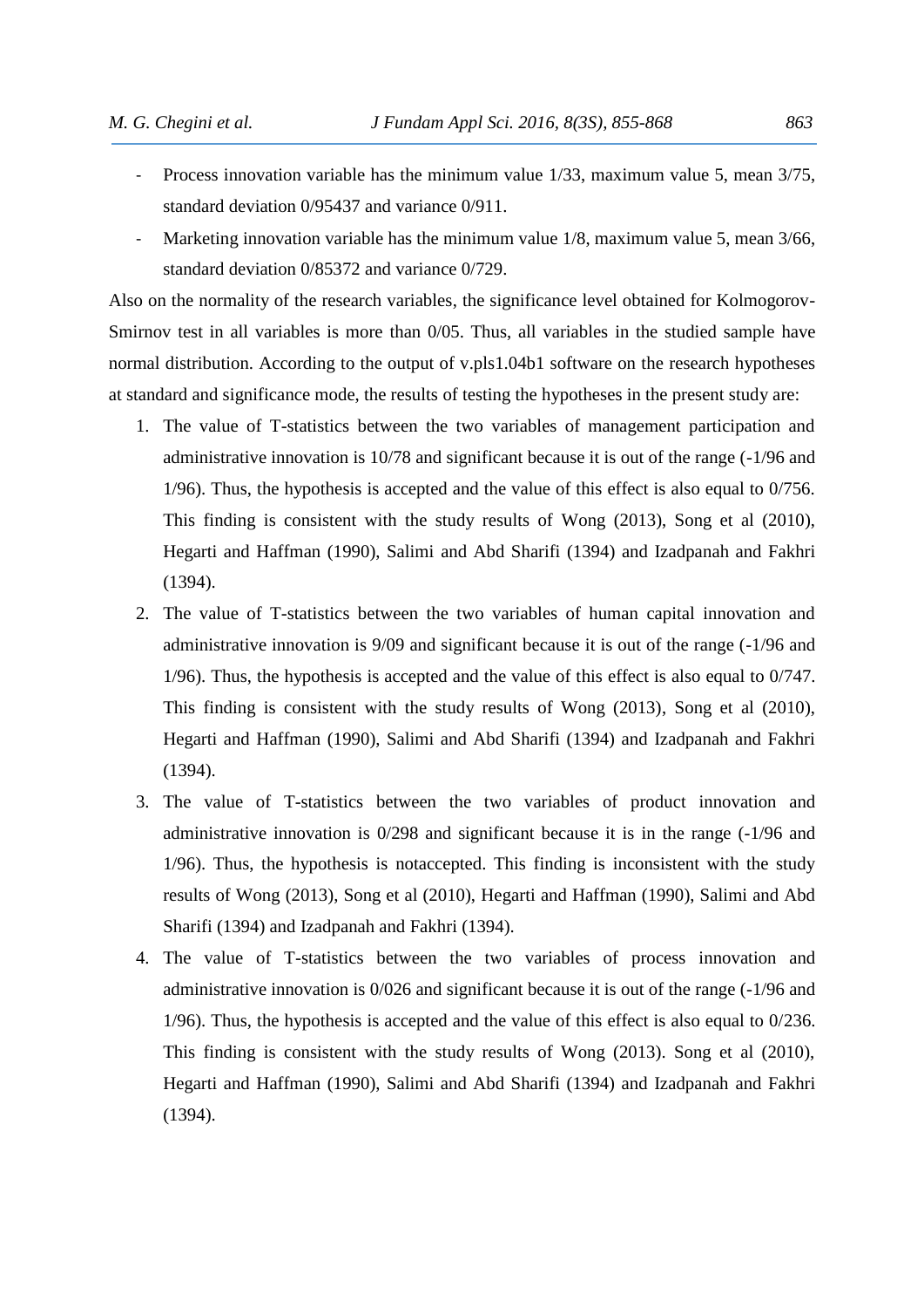- Process innovation variable has the minimum value 1/33, maximum value 5, mean 3/75, standard deviation 0/95437 and variance 0/911.
- Marketing innovation variable has the minimum value 1/8, maximum value 5, mean 3/66, standard deviation 0/85372 and variance 0/729.

Also on the normality of the research variables, the significance level obtained for Kolmogorov-Smirnov test in all variables is more than 0/05. Thus, all variables in the studied sample have normal distribution. According to the output of v.pls1.04b1 software on the research hypotheses at standard and significance mode, the results of testing the hypotheses in the present study are:

1. The value of T-statistics between the two variables of management participation and administrative innovation is 10/78 and significant because it is out of the range (-1/96 and 1/96). Thus, the hypothesis is accepted and the value of this effect is also equal to 0/756. This finding is consistent with the study results of Wong (2013), Song et al (2010), Hegarti and Haffman (1990), Salimi and Abd Sharifi (1394) and Izadpanah and Fakhri (1394).
2. The value of T-statistics between the two variables of human capital innovation and administrative innovation is 9/09 and significant because it is out of the range (-1/96 and 1/96). Thus, the hypothesis is accepted and the value of this effect is also equal to 0/747. This finding is consistent with the study results of Wong (2013), Song et al (2010), Hegarti and Haffman (1990), Salimi and Abd Sharifi (1394) and Izadpanah and Fakhri (1394).
3. The value of T-statistics between the two variables of product innovation and administrative innovation is 0/298 and significant because it is in the range (-1/96 and 1/96). Thus, the hypothesis is notaccepted. This finding is inconsistent with the study results of Wong (2013), Song et al (2010), Hegarti and Haffman (1990), Salimi and Abd Sharifi (1394) and Izadpanah and Fakhri (1394).
4. The value of T-statistics between the two variables of process innovation and administrative innovation is 0/026 and significant because it is out of the range (-1/96 and 1/96). Thus, the hypothesis is accepted and the value of this effect is also equal to 0/236. This finding is consistent with the study results of Wong (2013). Song et al (2010), Hegarti and Haffman (1990), Salimi and Abd Sharifi (1394) and Izadpanah and Fakhri (1394).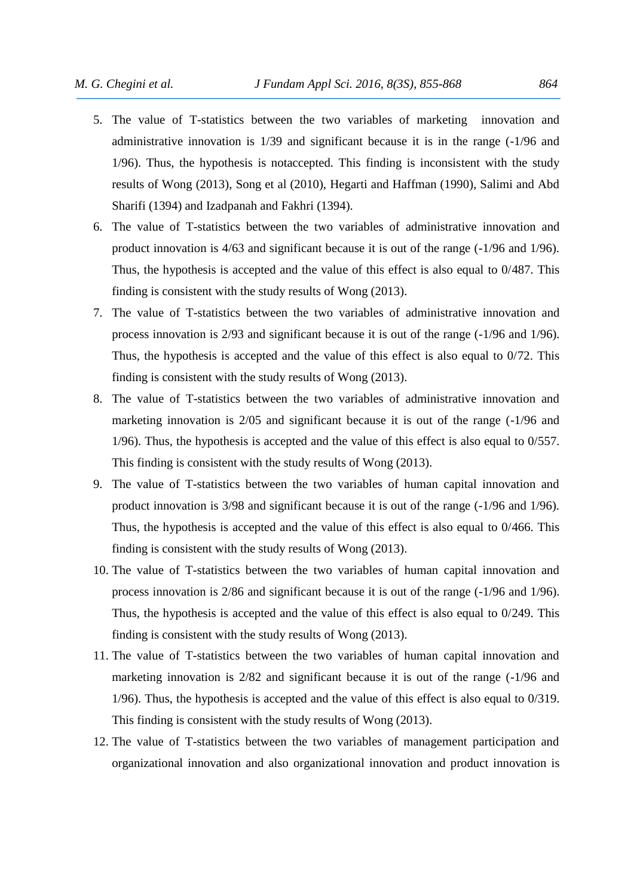5. The value of T-statistics between the two variables of marketing innovation and administrative innovation is 1/39 and significant because it is in the range (-1/96 and 1/96). Thus, the hypothesis is notaccepted. This finding is inconsistent with the study results of Wong (2013), Song et al (2010), Hegarti and Haffman (1990), Salimi and Abd Sharifi (1394) and Izadpanah and Fakhri (1394).
6. The value of T-statistics between the two variables of administrative innovation and product innovation is 4/63 and significant because it is out of the range (-1/96 and 1/96). Thus, the hypothesis is accepted and the value of this effect is also equal to 0/487. This finding is consistent with the study results of Wong (2013).
7. The value of T-statistics between the two variables of administrative innovation and process innovation is 2/93 and significant because it is out of the range (-1/96 and 1/96). Thus, the hypothesis is accepted and the value of this effect is also equal to 0/72. This finding is consistent with the study results of Wong (2013).
8. The value of T-statistics between the two variables of administrative innovation and marketing innovation is 2/05 and significant because it is out of the range (-1/96 and 1/96). Thus, the hypothesis is accepted and the value of this effect is also equal to 0/557. This finding is consistent with the study results of Wong (2013).
9. The value of T-statistics between the two variables of human capital innovation and product innovation is 3/98 and significant because it is out of the range (-1/96 and 1/96). Thus, the hypothesis is accepted and the value of this effect is also equal to 0/466. This finding is consistent with the study results of Wong (2013).
10. The value of T-statistics between the two variables of human capital innovation and process innovation is 2/86 and significant because it is out of the range (-1/96 and 1/96). Thus, the hypothesis is accepted and the value of this effect is also equal to 0/249. This finding is consistent with the study results of Wong (2013).
11. The value of T-statistics between the two variables of human capital innovation and marketing innovation is 2/82 and significant because it is out of the range (-1/96 and 1/96). Thus, the hypothesis is accepted and the value of this effect is also equal to 0/319. This finding is consistent with the study results of Wong (2013).
12. The value of T-statistics between the two variables of management participation and organizational innovation and also organizational innovation and product innovation is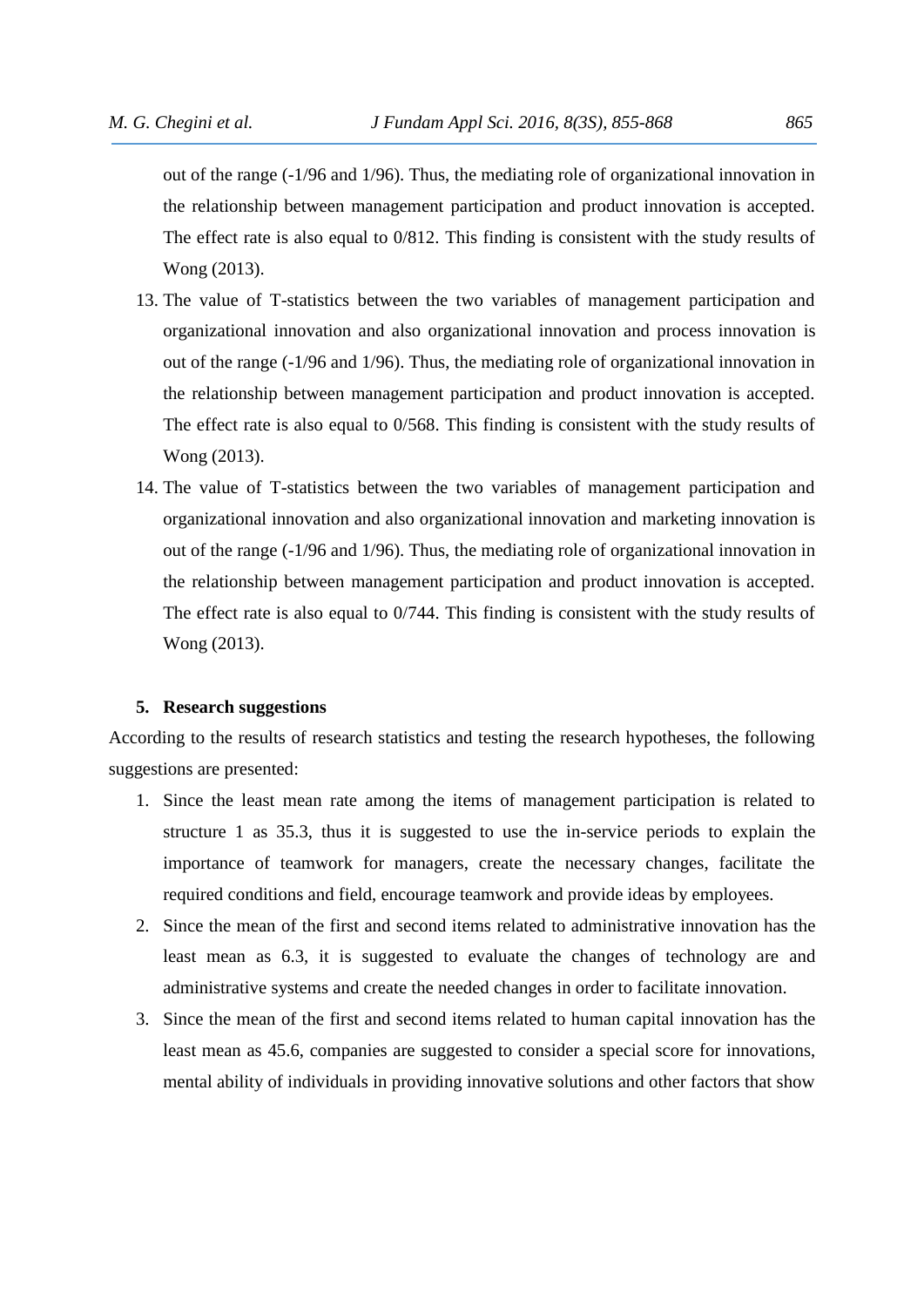out of the range (-1/96 and 1/96). Thus, the mediating role of organizational innovation in the relationship between management participation and product innovation is accepted. The effect rate is also equal to 0/812. This finding is consistent with the study results of Wong (2013).

13. The value of T-statistics between the two variables of management participation and organizational innovation and also organizational innovation and process innovation is out of the range (-1/96 and 1/96). Thus, the mediating role of organizational innovation in the relationship between management participation and product innovation is accepted. The effect rate is also equal to 0/568. This finding is consistent with the study results of Wong (2013).
14. The value of T-statistics between the two variables of management participation and organizational innovation and also organizational innovation and marketing innovation is out of the range (-1/96 and 1/96). Thus, the mediating role of organizational innovation in the relationship between management participation and product innovation is accepted. The effect rate is also equal to 0/744. This finding is consistent with the study results of Wong (2013).

## 5. Research suggestions

According to the results of research statistics and testing the research hypotheses, the following suggestions are presented:

1. Since the least mean rate among the items of management participation is related to structure 1 as 35.3, thus it is suggested to use the in-service periods to explain the importance of teamwork for managers, create the necessary changes, facilitate the required conditions and field, encourage teamwork and provide ideas by employees.
2. Since the mean of the first and second items related to administrative innovation has the least mean as 6.3, it is suggested to evaluate the changes of technology are and administrative systems and create the needed changes in order to facilitate innovation.
3. Since the mean of the first and second items related to human capital innovation has the least mean as 45.6, companies are suggested to consider a special score for innovations, mental ability of individuals in providing innovative solutions and other factors that show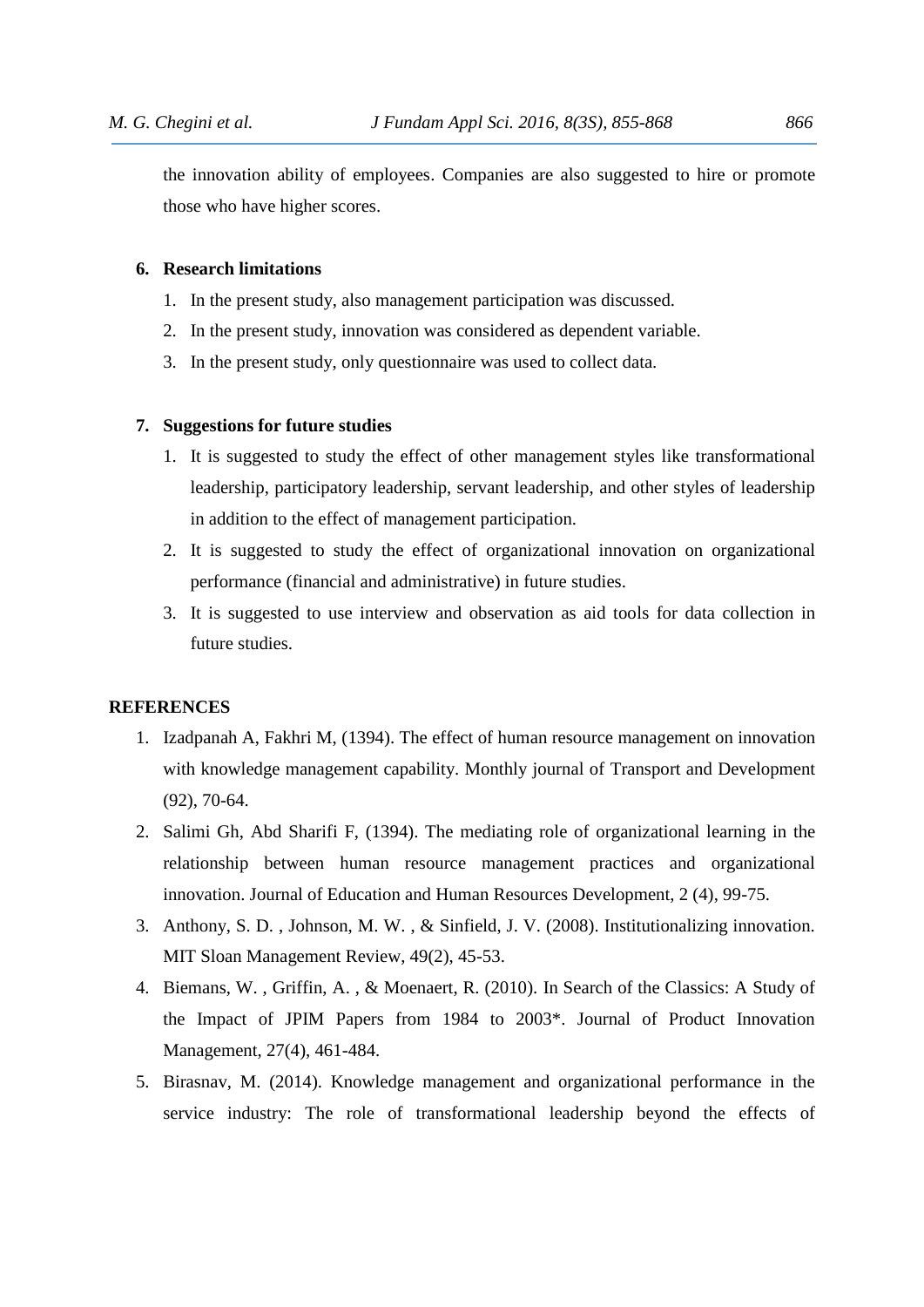the innovation ability of employees. Companies are also suggested to hire or promote those who have higher scores.

## 6. Research limitations

1. In the present study, also management participation was discussed.
2. In the present study, innovation was considered as dependent variable.
3. In the present study, only questionnaire was used to collect data.

## 7. Suggestions for future studies

1. It is suggested to study the effect of other management styles like transformational leadership, participatory leadership, servant leadership, and other styles of leadership in addition to the effect of management participation.
2. It is suggested to study the effect of organizational innovation on organizational performance (financial and administrative) in future studies.
3. It is suggested to use interview and observation as aid tools for data collection in future studies.

## REFERENCES

1. Izadpanah A, Fakhri M, (1394). The effect of human resource management on innovation with knowledge management capability. Monthly journal of Transport and Development (92), 70-64.
2. Salimi Gh, Abd Sharifi F, (1394). The mediating role of organizational learning in the relationship between human resource management practices and organizational innovation. Journal of Education and Human Resources Development, 2 (4), 99-75.
3. Anthony, S. D. , Johnson, M. W. , & Sinfield, J. V. (2008). Institutionalizing innovation. MIT Sloan Management Review, 49(2), 45-53.
4. Biemans, W. , Griffin, A. , & Moenaert, R. (2010). In Search of the Classics: A Study of the Impact of JPIM Papers from 1984 to 2003*. Journal of Product Innovation Management, 27(4), 461-484.
5. Birasnav, M. (2014). Knowledge management and organizational performance in the service industry: The role of transformational leadership beyond the effects of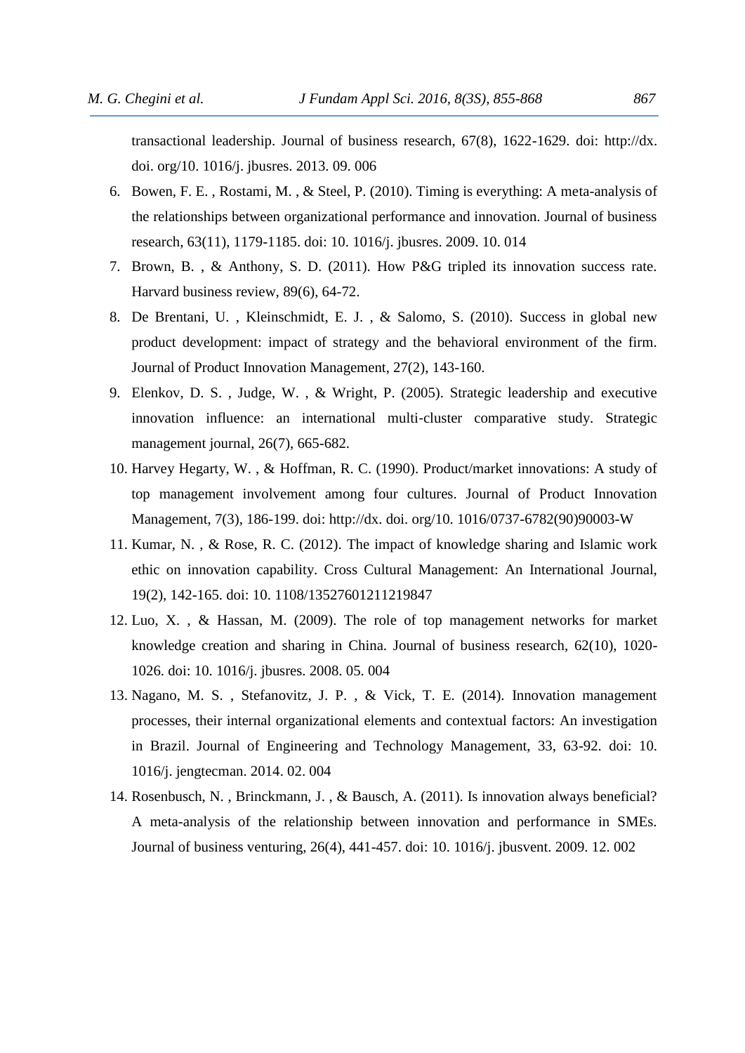transactional leadership. Journal of business research, 67(8), 1622-1629. doi: http://dx. doi. org/10. 1016/j. jbusres. 2013. 09. 006

6. Bowen, F. E. , Rostami, M. , & Steel, P. (2010). Timing is everything: A meta-analysis of the relationships between organizational performance and innovation. Journal of business research, 63(11), 1179-1185. doi: 10. 1016/j. jbusres. 2009. 10. 014
7. Brown, B. , & Anthony, S. D. (2011). How P&G tripled its innovation success rate. Harvard business review, 89(6), 64-72.
8. De Brentani, U. , Kleinschmidt, E. J. , & Salomo, S. (2010). Success in global new product development: impact of strategy and the behavioral environment of the firm. Journal of Product Innovation Management, 27(2), 143-160.
9. Elenkov, D. S. , Judge, W. , & Wright, P. (2005). Strategic leadership and executive innovation influence: an international multi-cluster comparative study. Strategic management journal, 26(7), 665-682.
10. Harvey Hegarty, W. , & Hoffman, R. C. (1990). Product/market innovations: A study of top management involvement among four cultures. Journal of Product Innovation Management, 7(3), 186-199. doi: http://dx. doi. org/10. 1016/0737-6782(90)90003-W
11. Kumar, N. , & Rose, R. C. (2012). The impact of knowledge sharing and Islamic work ethic on innovation capability. Cross Cultural Management: An International Journal, 19(2), 142-165. doi: 10. 1108/13527601211219847
12. Luo, X. , & Hassan, M. (2009). The role of top management networks for market knowledge creation and sharing in China. Journal of business research, 62(10), 1020-1026. doi: 10. 1016/j. jbusres. 2008. 05. 004
13. Nagano, M. S. , Stefanovitz, J. P. , & Vick, T. E. (2014). Innovation management processes, their internal organizational elements and contextual factors: An investigation in Brazil. Journal of Engineering and Technology Management, 33, 63-92. doi: 10. 1016/j. jengtecman. 2014. 02. 004
14. Rosenbusch, N. , Brinckmann, J. , & Bausch, A. (2011). Is innovation always beneficial? A meta-analysis of the relationship between innovation and performance in SMEs. Journal of business venturing, 26(4), 441-457. doi: 10. 1016/j. jbusvent. 2009. 12. 002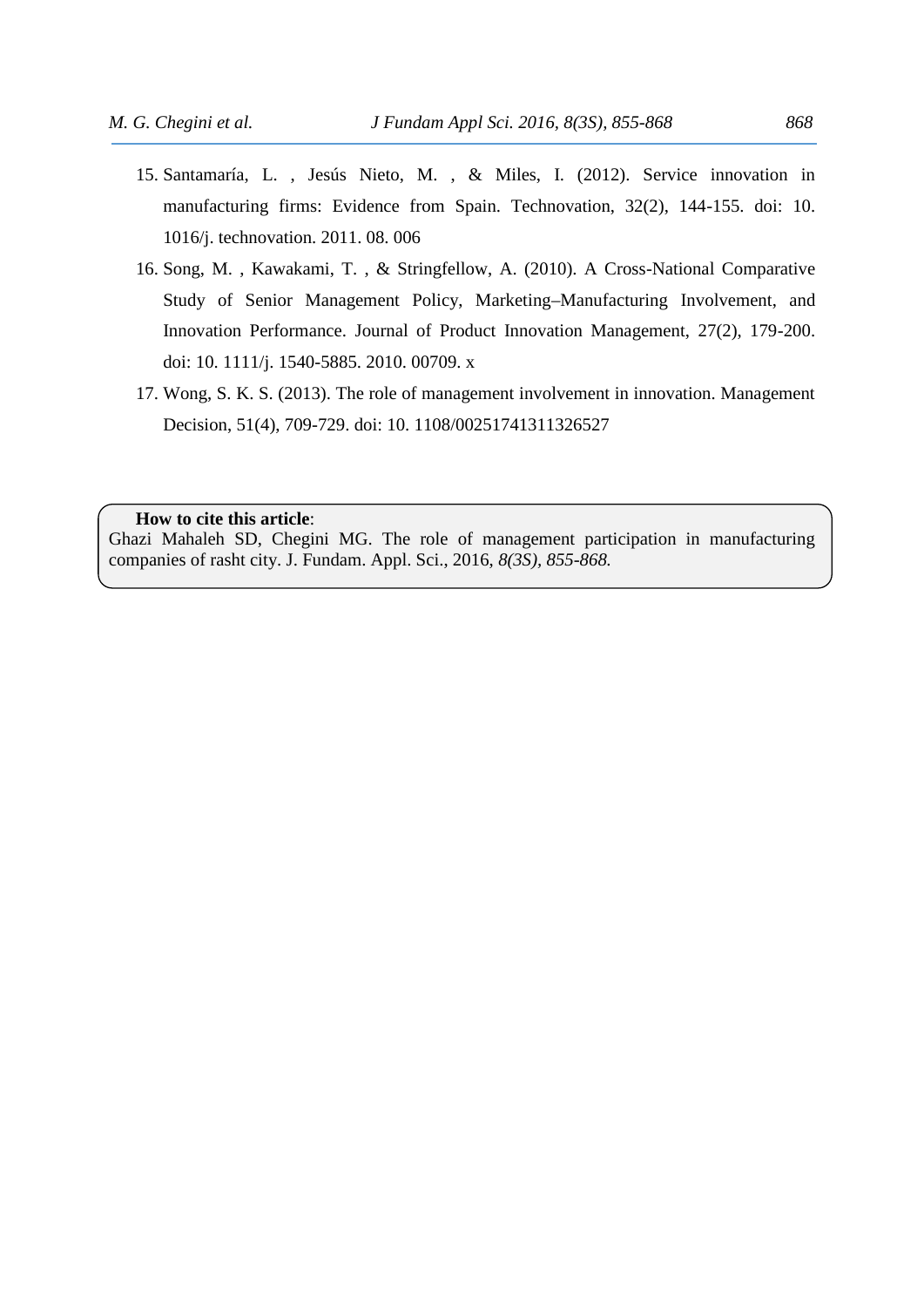15. Santamaría, L. , Jesús Nieto, M. , & Miles, I. (2012). Service innovation in manufacturing firms: Evidence from Spain. Technovation, 32(2), 144-155. doi: 10. 1016/j. technovation. 2011. 08. 006
16. Song, M. , Kawakami, T. , & Stringfellow, A. (2010). A Cross-National Comparative Study of Senior Management Policy, Marketing–Manufacturing Involvement, and Innovation Performance. Journal of Product Innovation Management, 27(2), 179-200. doi: 10. 1111/j. 1540-5885. 2010. 00709. x
17. Wong, S. K. S. (2013). The role of management involvement in innovation. Management Decision, 51(4), 709-729. doi: 10. 1108/00251741311326527

**How to cite this article**:
Ghazi Mahaleh SD, Chegini MG. The role of management participation in manufacturing companies of rasht city. J. Fundam. Appl. Sci., 2016, *8(3S), 855-868.*